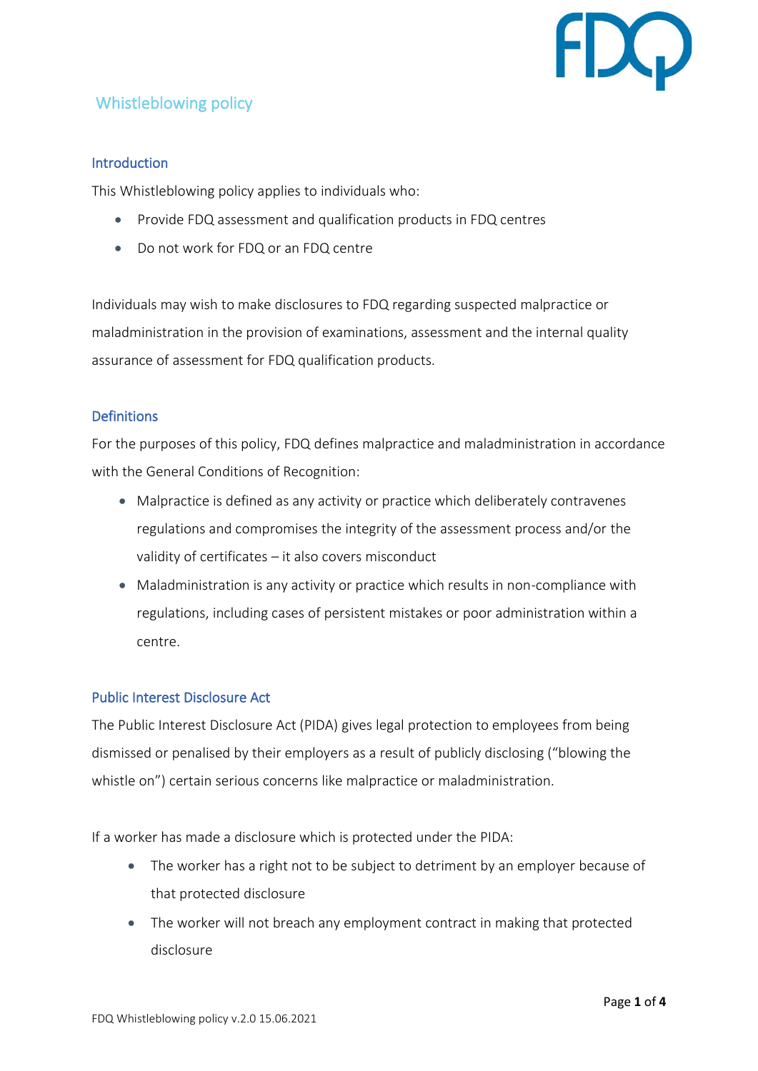# Whistleblowing policy

## Introduction

This Whistleblowing policy applies to individuals who:

- Provide FDQ assessment and qualification products in FDQ centres
- Do not work for FDQ or an FDQ centre

Individuals may wish to make disclosures to FDQ regarding suspected malpractice or maladministration in the provision of examinations, assessment and the internal quality assurance of assessment for FDQ qualification products.

## Definitions

For the purposes of this policy, FDQ defines malpractice and maladministration in accordance with the General Conditions of Recognition:

- Malpractice is defined as any activity or practice which deliberately contravenes regulations and compromises the integrity of the assessment process and/or the validity of certificates – it also covers misconduct
- Maladministration is any activity or practice which results in non-compliance with regulations, including cases of persistent mistakes or poor administration within a centre.

## Public Interest Disclosure Act

The Public Interest Disclosure Act (PIDA) gives legal protection to employees from being dismissed or penalised by their employers as a result of publicly disclosing ("blowing the whistle on") certain serious concerns like malpractice or maladministration.

If a worker has made a disclosure which is protected under the PIDA:

- The worker has a right not to be subject to detriment by an employer because of that protected disclosure
- The worker will not breach any employment contract in making that protected disclosure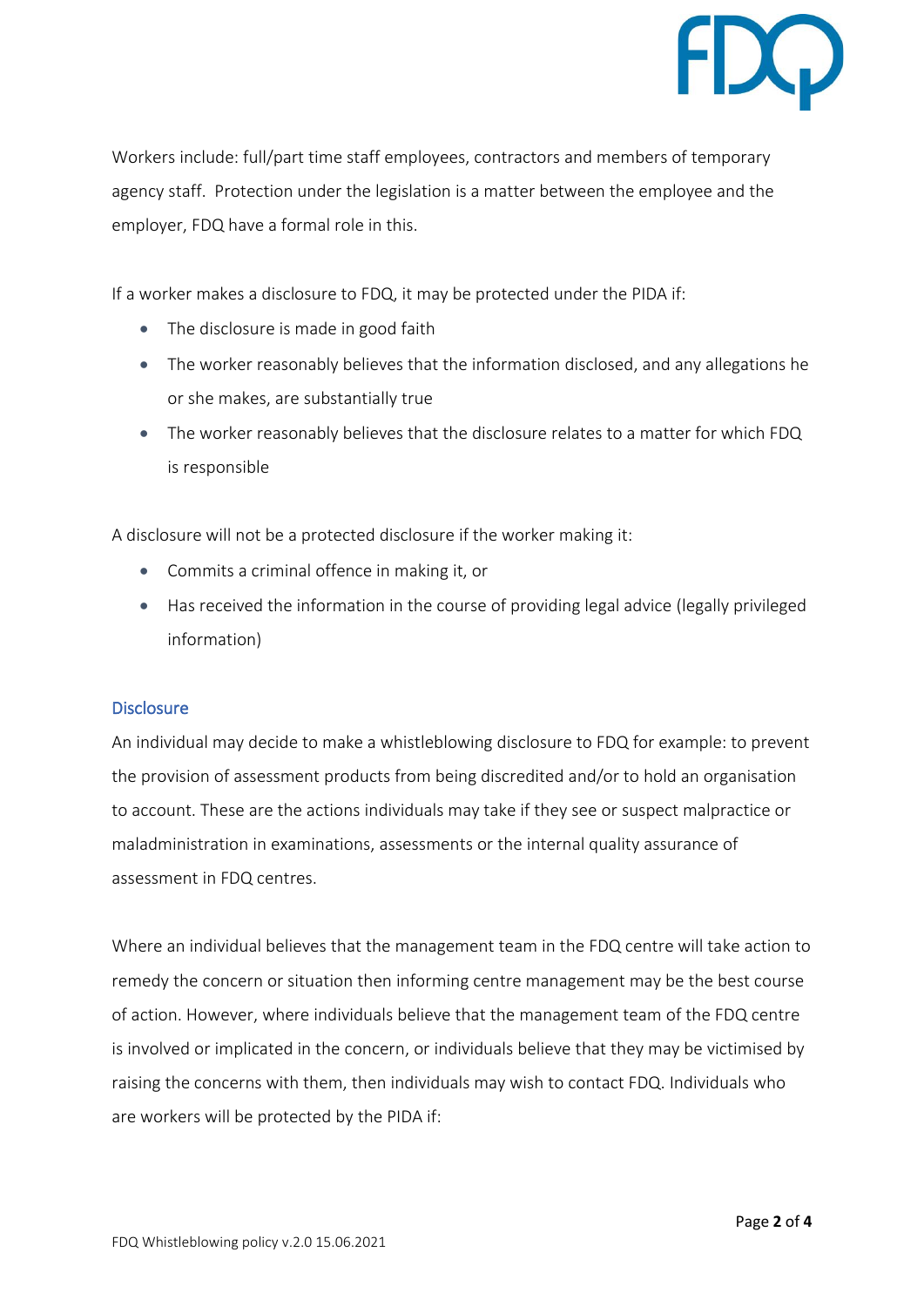Workers include: full/part time staff employees, contractors and members of temporary agency staff. Protection under the legislation is a matter between the employee and the employer, FDQ have a formal role in this.

If a worker makes a disclosure to FDQ, it may be protected under the PIDA if:

- The disclosure is made in good faith
- The worker reasonably believes that the information disclosed, and any allegations he or she makes, are substantially true
- The worker reasonably believes that the disclosure relates to a matter for which FDQ is responsible

A disclosure will not be a protected disclosure if the worker making it:

- Commits a criminal offence in making it, or
- Has received the information in the course of providing legal advice (legally privileged information)

## Disclosure

An individual may decide to make a whistleblowing disclosure to FDQ for example: to prevent the provision of assessment products from being discredited and/or to hold an organisation to account. These are the actions individuals may take if they see or suspect malpractice or maladministration in examinations, assessments or the internal quality assurance of assessment in FDQ centres.

Where an individual believes that the management team in the FDQ centre will take action to remedy the concern or situation then informing centre management may be the best course of action. However, where individuals believe that the management team of the FDQ centre is involved or implicated in the concern, or individuals believe that they may be victimised by raising the concerns with them, then individuals may wish to contact FDQ. Individuals who are workers will be protected by the PIDA if: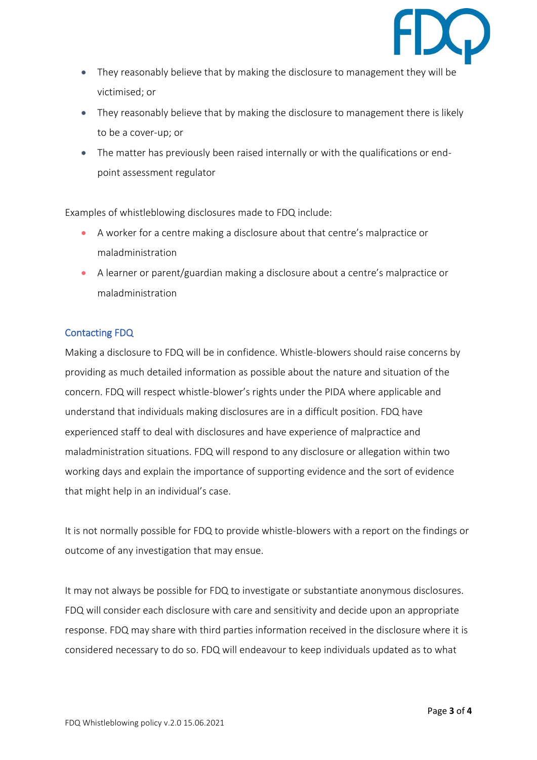- They reasonably believe that by making the disclosure to management they will be victimised; or
- They reasonably believe that by making the disclosure to management there is likely to be a cover-up; or
- The matter has previously been raised internally or with the qualifications or end-point assessment regulator

Examples of whistleblowing disclosures made to FDQ include:

- A worker for a centre making a disclosure about that centre's malpractice or maladministration
- A learner or parent/guardian making a disclosure about a centre's malpractice or maladministration

## Contacting FDQ

Making a disclosure to FDQ will be in confidence. Whistle-blowers should raise concerns by providing as much detailed information as possible about the nature and situation of the concern. FDQ will respect whistle-blower's rights under the PIDA where applicable and understand that individuals making disclosures are in a difficult position. FDQ have experienced staff to deal with disclosures and have experience of malpractice and maladministration situations. FDQ will respond to any disclosure or allegation within two working days and explain the importance of supporting evidence and the sort of evidence that might help in an individual's case.

It is not normally possible for FDQ to provide whistle-blowers with a report on the findings or outcome of any investigation that may ensue.

It may not always be possible for FDQ to investigate or substantiate anonymous disclosures. FDQ will consider each disclosure with care and sensitivity and decide upon an appropriate response. FDQ may share with third parties information received in the disclosure where it is considered necessary to do so. FDQ will endeavour to keep individuals updated as to what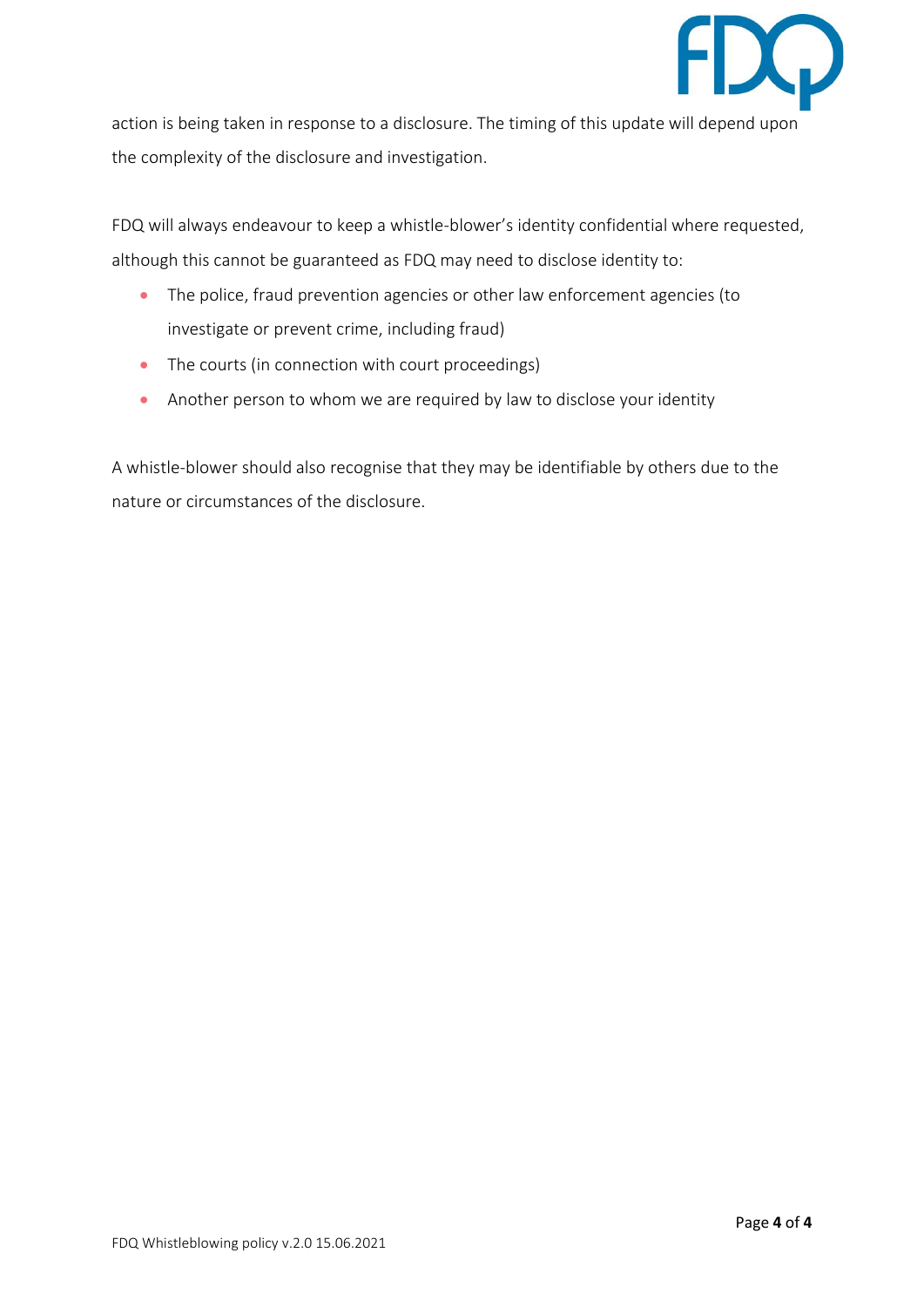action is being taken in response to a disclosure. The timing of this update will depend upon the complexity of the disclosure and investigation.

FDQ will always endeavour to keep a whistle-blower's identity confidential where requested, although this cannot be guaranteed as FDQ may need to disclose identity to:

- The police, fraud prevention agencies or other law enforcement agencies (to investigate or prevent crime, including fraud)
- The courts (in connection with court proceedings)
- Another person to whom we are required by law to disclose your identity

A whistle-blower should also recognise that they may be identifiable by others due to the nature or circumstances of the disclosure.